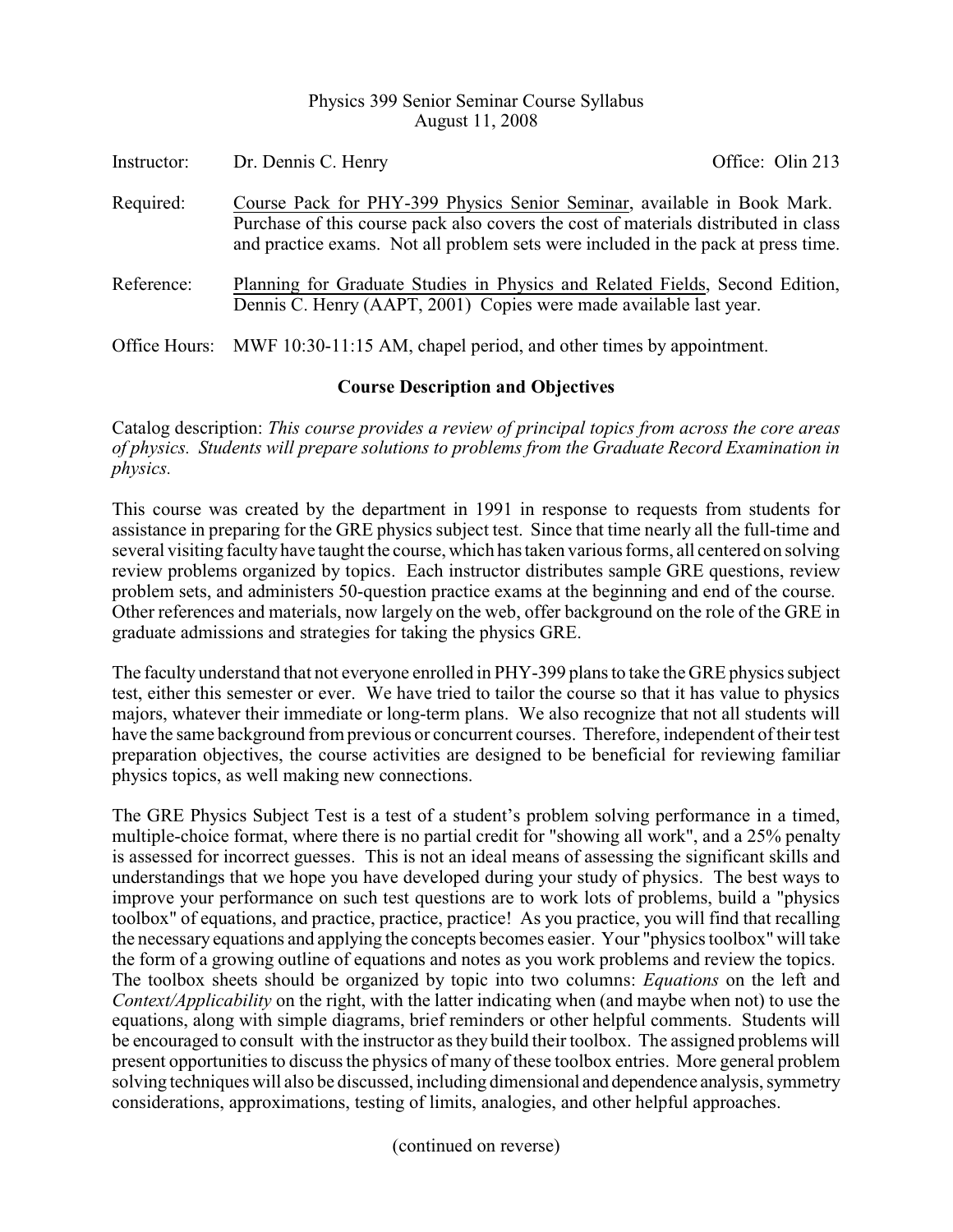Physics 399 Senior Seminar Course Syllabus
August 11, 2008

Instructor: Dr. Dennis C. Henry    Office: Olin 213

Required: Course Pack for PHY-399 Physics Senior Seminar, available in Book Mark. Purchase of this course pack also covers the cost of materials distributed in class and practice exams. Not all problem sets were included in the pack at press time.

Reference: Planning for Graduate Studies in Physics and Related Fields, Second Edition, Dennis C. Henry (AAPT, 2001) Copies were made available last year.

Office Hours: MWF 10:30-11:15 AM, chapel period, and other times by appointment.

## Course Description and Objectives

Catalog description: *This course provides a review of principal topics from across the core areas of physics. Students will prepare solutions to problems from the Graduate Record Examination in physics.*

This course was created by the department in 1991 in response to requests from students for assistance in preparing for the GRE physics subject test. Since that time nearly all the full-time and several visiting faculty have taught the course, which has taken various forms, all centered on solving review problems organized by topics. Each instructor distributes sample GRE questions, review problem sets, and administers 50-question practice exams at the beginning and end of the course. Other references and materials, now largely on the web, offer background on the role of the GRE in graduate admissions and strategies for taking the physics GRE.

The faculty understand that not everyone enrolled in PHY-399 plans to take the GRE physics subject test, either this semester or ever. We have tried to tailor the course so that it has value to physics majors, whatever their immediate or long-term plans. We also recognize that not all students will have the same background from previous or concurrent courses. Therefore, independent of their test preparation objectives, the course activities are designed to be beneficial for reviewing familiar physics topics, as well making new connections.

The GRE Physics Subject Test is a test of a student's problem solving performance in a timed, multiple-choice format, where there is no partial credit for "showing all work", and a 25% penalty is assessed for incorrect guesses. This is not an ideal means of assessing the significant skills and understandings that we hope you have developed during your study of physics. The best ways to improve your performance on such test questions are to work lots of problems, build a "physics toolbox" of equations, and practice, practice, practice! As you practice, you will find that recalling the necessary equations and applying the concepts becomes easier. Your "physics toolbox" will take the form of a growing outline of equations and notes as you work problems and review the topics. The toolbox sheets should be organized by topic into two columns: *Equations* on the left and *Context/Applicability* on the right, with the latter indicating when (and maybe when not) to use the equations, along with simple diagrams, brief reminders or other helpful comments. Students will be encouraged to consult with the instructor as they build their toolbox. The assigned problems will present opportunities to discuss the physics of many of these toolbox entries. More general problem solving techniques will also be discussed, including dimensional and dependence analysis, symmetry considerations, approximations, testing of limits, analogies, and other helpful approaches.

(continued on reverse)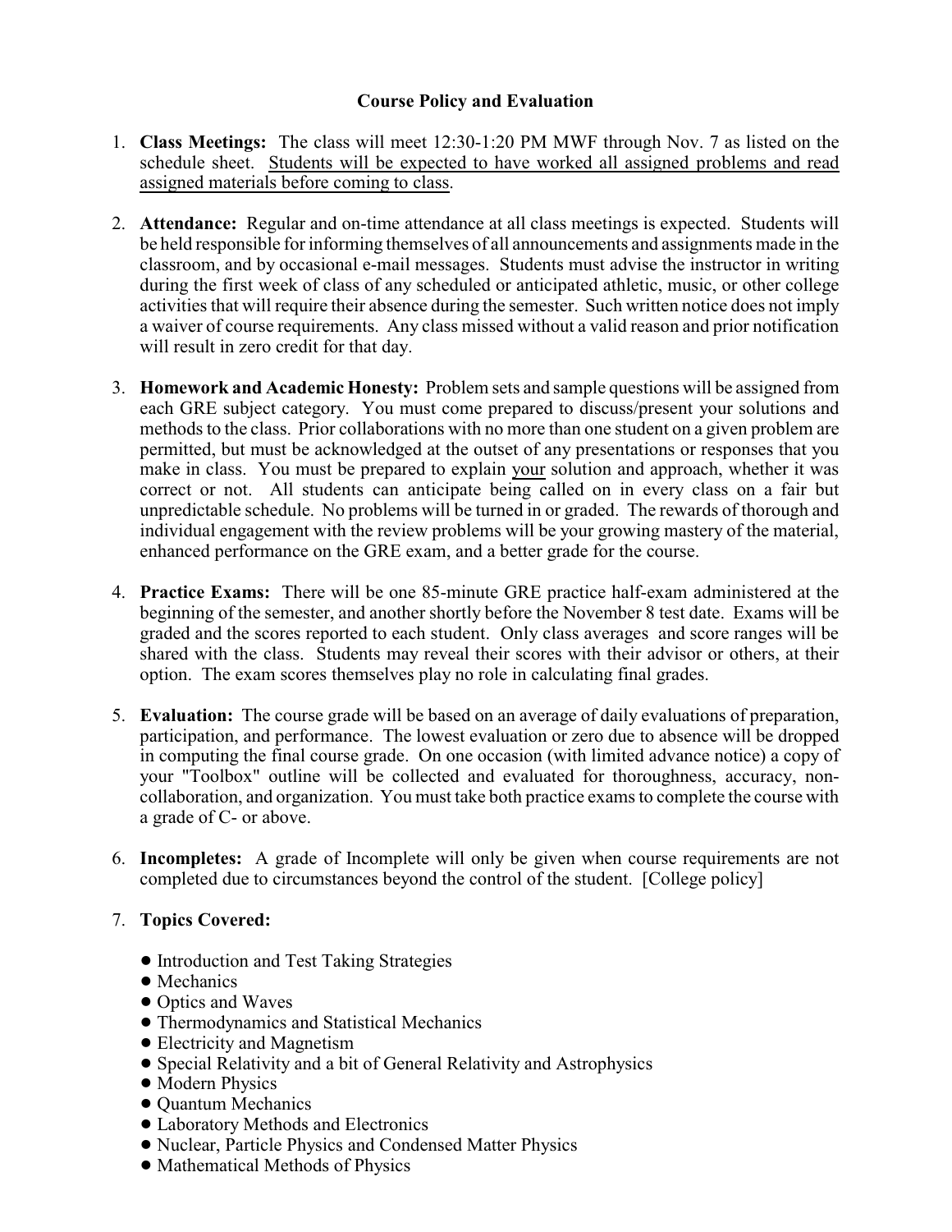# Course Policy and Evaluation

1. **Class Meetings:** The class will meet 12:30-1:20 PM MWF through Nov. 7 as listed on the schedule sheet. <u>Students will be expected to have worked all assigned problems and read assigned materials before coming to class</u>.

2. **Attendance:** Regular and on-time attendance at all class meetings is expected. Students will be held responsible for informing themselves of all announcements and assignments made in the classroom, and by occasional e-mail messages. Students must advise the instructor in writing during the first week of class of any scheduled or anticipated athletic, music, or other college activities that will require their absence during the semester. Such written notice does not imply a waiver of course requirements. Any class missed without a valid reason and prior notification will result in zero credit for that day.

3. **Homework and Academic Honesty:** Problem sets and sample questions will be assigned from each GRE subject category. You must come prepared to discuss/present your solutions and methods to the class. Prior collaborations with no more than one student on a given problem are permitted, but must be acknowledged at the outset of any presentations or responses that you make in class. You must be prepared to explain <u>your</u> solution and approach, whether it was correct or not. All students can anticipate being called on in every class on a fair but unpredictable schedule. No problems will be turned in or graded. The rewards of thorough and individual engagement with the review problems will be your growing mastery of the material, enhanced performance on the GRE exam, and a better grade for the course.

4. **Practice Exams:** There will be one 85-minute GRE practice half-exam administered at the beginning of the semester, and another shortly before the November 8 test date. Exams will be graded and the scores reported to each student. Only class averages and score ranges will be shared with the class. Students may reveal their scores with their advisor or others, at their option. The exam scores themselves play no role in calculating final grades.

5. **Evaluation:** The course grade will be based on an average of daily evaluations of preparation, participation, and performance. The lowest evaluation or zero due to absence will be dropped in computing the final course grade. On one occasion (with limited advance notice) a copy of your "Toolbox" outline will be collected and evaluated for thoroughness, accuracy, non-collaboration, and organization. You must take both practice exams to complete the course with a grade of C- or above.

6. **Incompletes:** A grade of Incomplete will only be given when course requirements are not completed due to circumstances beyond the control of the student. [College policy]

7. **Topics Covered:**

   - Introduction and Test Taking Strategies
   - Mechanics
   - Optics and Waves
   - Thermodynamics and Statistical Mechanics
   - Electricity and Magnetism
   - Special Relativity and a bit of General Relativity and Astrophysics
   - Modern Physics
   - Quantum Mechanics
   - Laboratory Methods and Electronics
   - Nuclear, Particle Physics and Condensed Matter Physics
   - Mathematical Methods of Physics